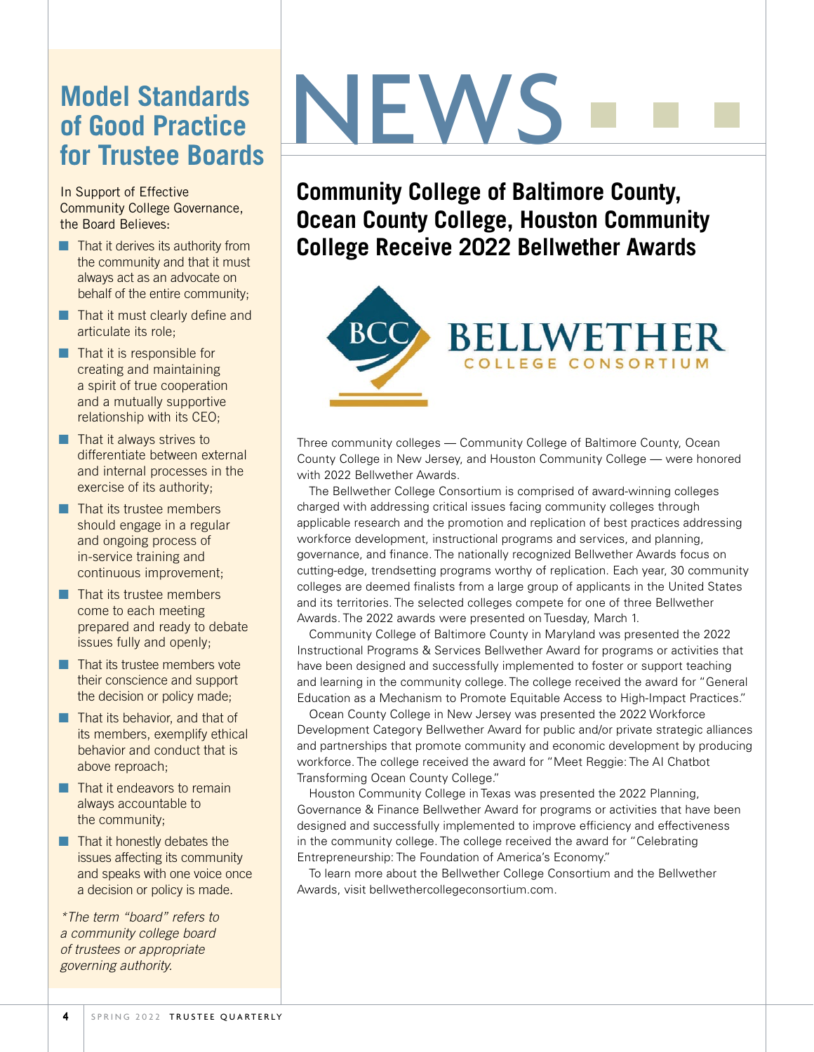# Model Standards of Good Practice for Trustee Boards

In Support of Effective Community College Governance, the Board Believes:

- That it derives its authority from the community and that it must always act as an advocate on behalf of the entire community;
- That it must clearly define and articulate its role;
- That it is responsible for creating and maintaining a spirit of true cooperation and a mutually supportive relationship with its CEO;
- That it always strives to differentiate between external and internal processes in the exercise of its authority;
- That its trustee members should engage in a regular and ongoing process of in-service training and continuous improvement;
- That its trustee members come to each meeting prepared and ready to debate issues fully and openly;
- That its trustee members vote their conscience and support the decision or policy made;
- That its behavior, and that of its members, exemplify ethical behavior and conduct that is above reproach;
- That it endeavors to remain always accountable to the community;
- That it honestly debates the issues affecting its community and speaks with one voice once a decision or policy is made.

*\*The term "board" refers to a community college board of trustees or appropriate governing authority.*

# NEWS

## Community College of Baltimore County, Ocean County College, Houston Community College Receive 2022 Bellwether Awards

BCC BELLWETHER COLLEGE CONSORTIUM

Three community colleges — Community College of Baltimore County, Ocean County College in New Jersey, and Houston Community College — were honored with 2022 Bellwether Awards.

The Bellwether College Consortium is comprised of award-winning colleges charged with addressing critical issues facing community colleges through applicable research and the promotion and replication of best practices addressing workforce development, instructional programs and services, and planning, governance, and finance. The nationally recognized Bellwether Awards focus on cutting-edge, trendsetting programs worthy of replication. Each year, 30 community colleges are deemed finalists from a large group of applicants in the United States and its territories. The selected colleges compete for one of three Bellwether Awards. The 2022 awards were presented on Tuesday, March 1.

Community College of Baltimore County in Maryland was presented the 2022 Instructional Programs & Services Bellwether Award for programs or activities that have been designed and successfully implemented to foster or support teaching and learning in the community college. The college received the award for "General Education as a Mechanism to Promote Equitable Access to High-Impact Practices."

Ocean County College in New Jersey was presented the 2022 Workforce Development Category Bellwether Award for public and/or private strategic alliances and partnerships that promote community and economic development by producing workforce. The college received the award for "Meet Reggie: The AI Chatbot Transforming Ocean County College."

Houston Community College in Texas was presented the 2022 Planning, Governance & Finance Bellwether Award for programs or activities that have been designed and successfully implemented to improve efficiency and effectiveness in the community college. The college received the award for "Celebrating Entrepreneurship: The Foundation of America's Economy."

To learn more about the Bellwether College Consortium and the Bellwether Awards, visit bellwethercollegeconsortium.com.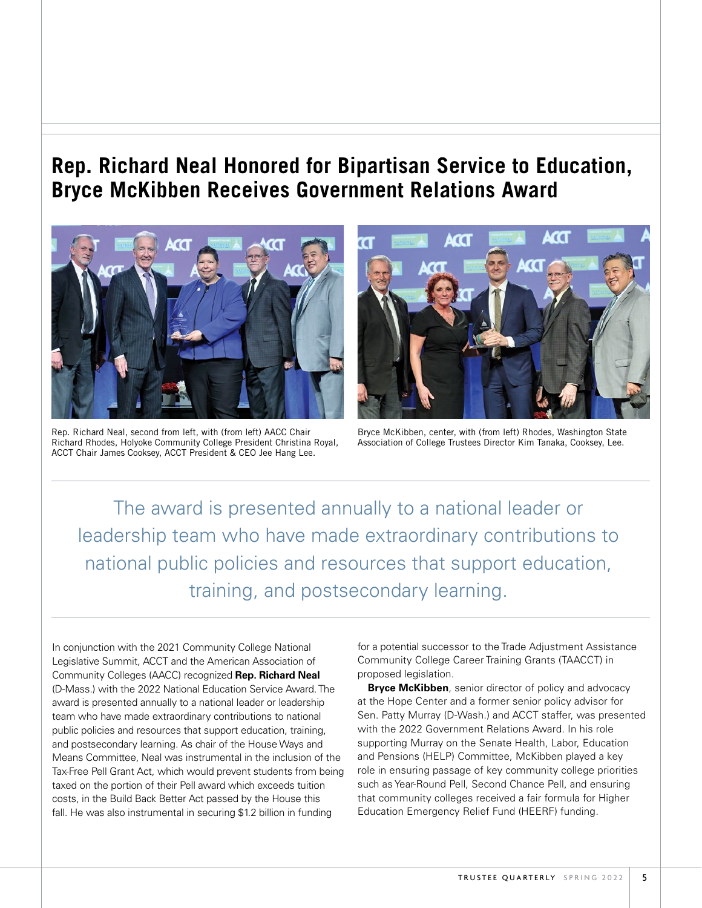# Rep. Richard Neal Honored for Bipartisan Service to Education, Bryce McKibben Receives Government Relations Award

Rep. Richard Neal, second from left, with (from left) AACC Chair Richard Rhodes, Holyoke Community College President Christina Royal, ACCT Chair James Cooksey, ACCT President & CEO Jee Hang Lee.

Bryce McKibben, center, with (from left) Rhodes, Washington State Association of College Trustees Director Kim Tanaka, Cooksey, Lee.

> The award is presented annually to a national leader or leadership team who have made extraordinary contributions to national public policies and resources that support education, training, and postsecondary learning.

In conjunction with the 2021 Community College National Legislative Summit, ACCT and the American Association of Community Colleges (AACC) recognized **Rep. Richard Neal** (D-Mass.) with the 2022 National Education Service Award. The award is presented annually to a national leader or leadership team who have made extraordinary contributions to national public policies and resources that support education, training, and postsecondary learning. As chair of the House Ways and Means Committee, Neal was instrumental in the inclusion of the Tax-Free Pell Grant Act, which would prevent students from being taxed on the portion of their Pell award which exceeds tuition costs, in the Build Back Better Act passed by the House this fall. He was also instrumental in securing $1.2 billion in funding for a potential successor to the Trade Adjustment Assistance Community College Career Training Grants (TAACCT) in proposed legislation.

**Bryce McKibben**, senior director of policy and advocacy at the Hope Center and a former senior policy advisor for Sen. Patty Murray (D-Wash.) and ACCT staffer, was presented with the 2022 Government Relations Award. In his role supporting Murray on the Senate Health, Labor, Education and Pensions (HELP) Committee, McKibben played a key role in ensuring passage of key community college priorities such as Year-Round Pell, Second Chance Pell, and ensuring that community colleges received a fair formula for Higher Education Emergency Relief Fund (HEERF) funding.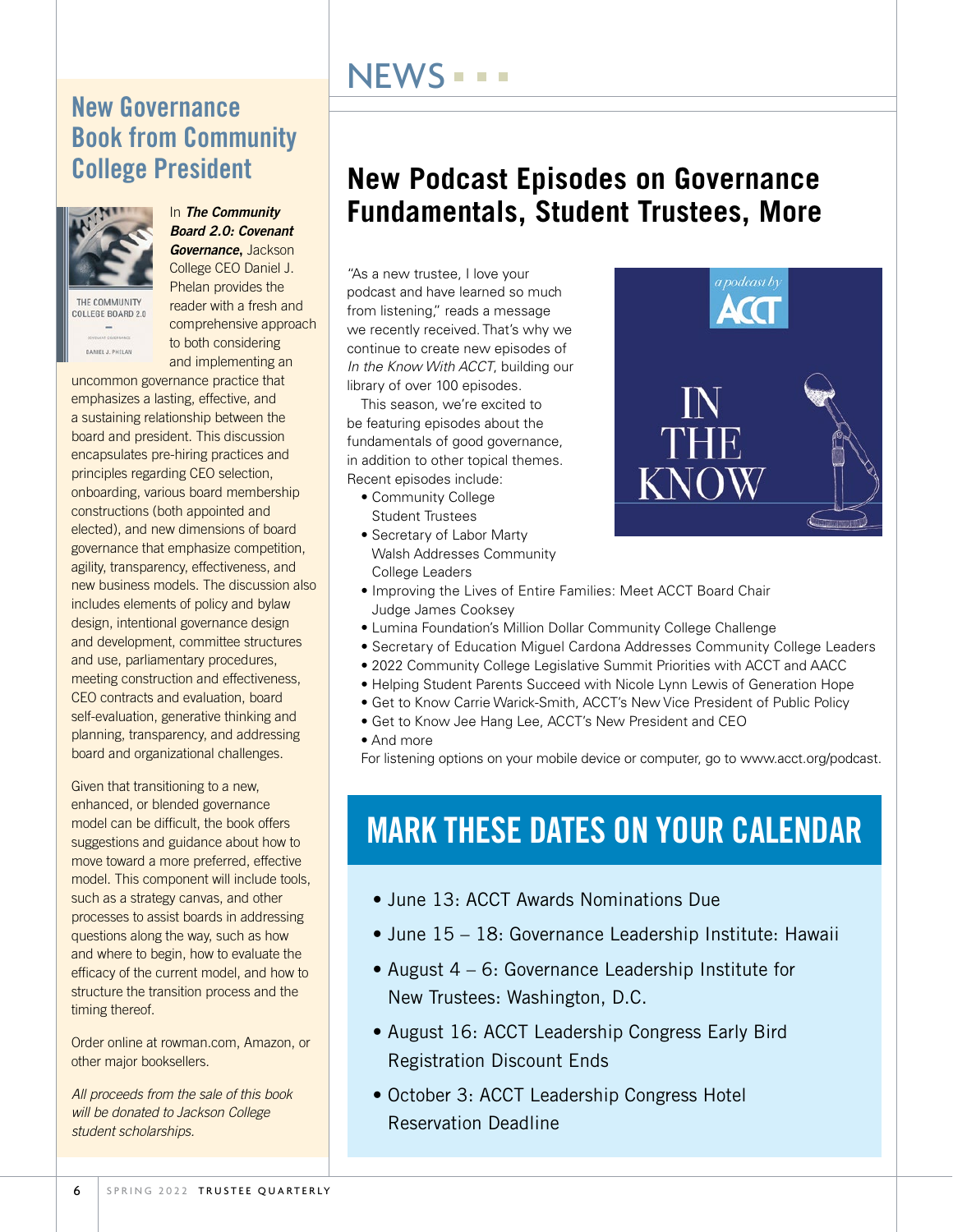# NEWS

## New Governance Book from Community College President

In ***The Community Board 2.0: Covenant Governance,*** Jackson College CEO Daniel J. Phelan provides the reader with a fresh and comprehensive approach to both considering and implementing an uncommon governance practice that emphasizes a lasting, effective, and a sustaining relationship between the board and president. This discussion encapsulates pre-hiring practices and principles regarding CEO selection, onboarding, various board membership constructions (both appointed and elected), and new dimensions of board governance that emphasize competition, agility, transparency, effectiveness, and new business models. The discussion also includes elements of policy and bylaw design, intentional governance design and development, committee structures and use, parliamentary procedures, meeting construction and effectiveness, CEO contracts and evaluation, board self-evaluation, generative thinking and planning, transparency, and addressing board and organizational challenges.

Given that transitioning to a new, enhanced, or blended governance model can be difficult, the book offers suggestions and guidance about how to move toward a more preferred, effective model. This component will include tools, such as a strategy canvas, and other processes to assist boards in addressing questions along the way, such as how and where to begin, how to evaluate the efficacy of the current model, and how to structure the transition process and the timing thereof.

Order online at rowman.com, Amazon, or other major booksellers.

*All proceeds from the sale of this book will be donated to Jackson College student scholarships.*

## New Podcast Episodes on Governance Fundamentals, Student Trustees, More

"As a new trustee, I love your podcast and have learned so much from listening," reads a message we recently received. That's why we continue to create new episodes of *In the Know With ACCT,* building our library of over 100 episodes.

This season, we're excited to be featuring episodes about the fundamentals of good governance, in addition to other topical themes. Recent episodes include:

- Community College Student Trustees
- Secretary of Labor Marty Walsh Addresses Community College Leaders
- Improving the Lives of Entire Families: Meet ACCT Board Chair Judge James Cooksey
- Lumina Foundation's Million Dollar Community College Challenge
- Secretary of Education Miguel Cardona Addresses Community College Leaders
- 2022 Community College Legislative Summit Priorities with ACCT and AACC
- Helping Student Parents Succeed with Nicole Lynn Lewis of Generation Hope
- Get to Know Carrie Warick-Smith, ACCT's New Vice President of Public Policy
- Get to Know Jee Hang Lee, ACCT's New President and CEO
- And more

For listening options on your mobile device or computer, go to www.acct.org/podcast.

## MARK THESE DATES ON YOUR CALENDAR

- June 13: ACCT Awards Nominations Due
- June 15 – 18: Governance Leadership Institute: Hawaii
- August 4 – 6: Governance Leadership Institute for New Trustees: Washington, D.C.
- August 16: ACCT Leadership Congress Early Bird Registration Discount Ends
- October 3: ACCT Leadership Congress Hotel Reservation Deadline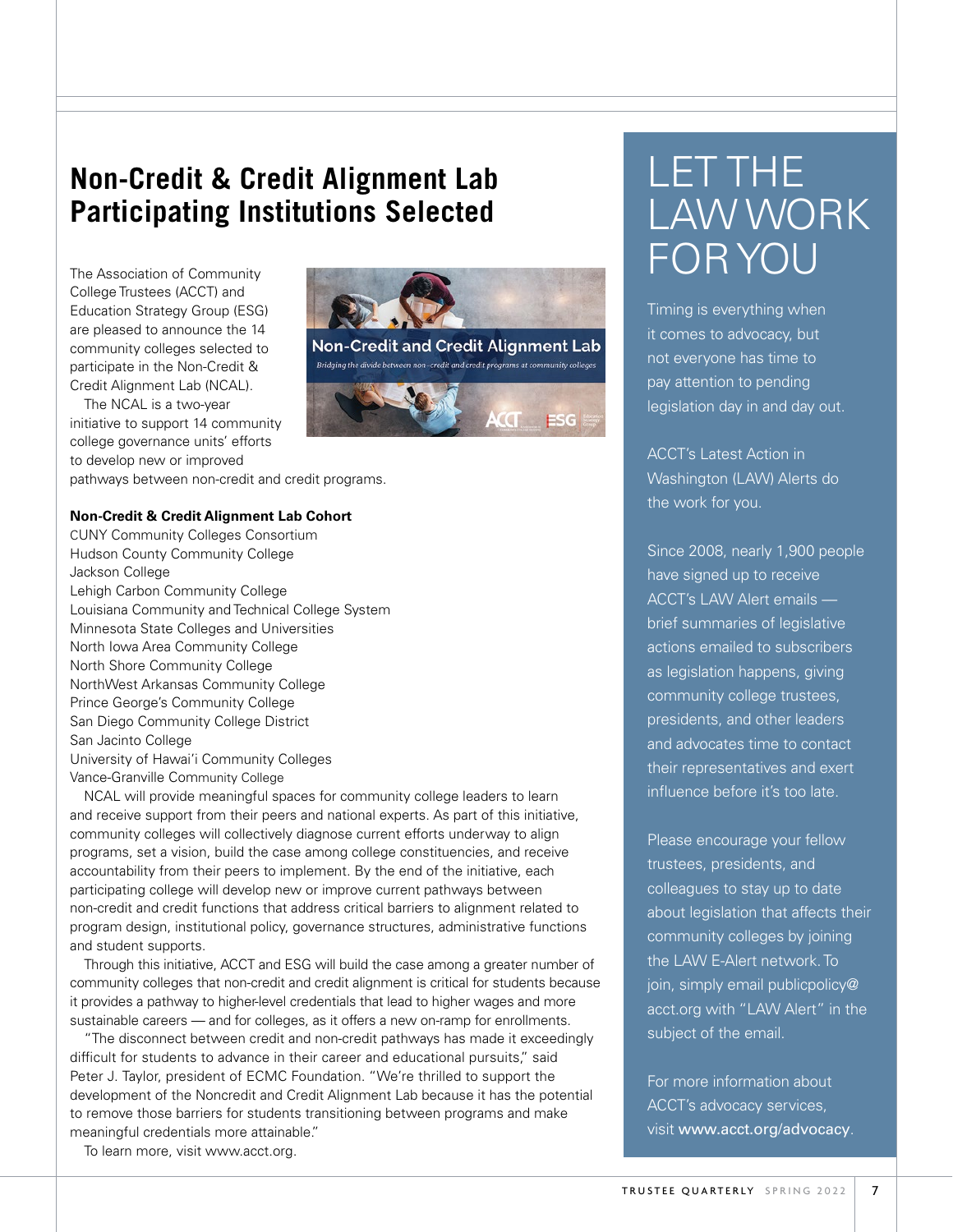## Non-Credit & Credit Alignment Lab Participating Institutions Selected

The Association of Community College Trustees (ACCT) and Education Strategy Group (ESG) are pleased to announce the 14 community colleges selected to participate in the Non-Credit & Credit Alignment Lab (NCAL).

The NCAL is a two-year initiative to support 14 community college governance units' efforts to develop new or improved pathways between non-credit and credit programs.

**Non-Credit & Credit Alignment Lab Cohort**

CUNY Community Colleges Consortium
Hudson County Community College
Jackson College
Lehigh Carbon Community College
Louisiana Community and Technical College System
Minnesota State Colleges and Universities
North Iowa Area Community College
North Shore Community College
NorthWest Arkansas Community College
Prince George's Community College
San Diego Community College District
San Jacinto College
University of Hawai'i Community Colleges
Vance-Granville Community College

NCAL will provide meaningful spaces for community college leaders to learn and receive support from their peers and national experts. As part of this initiative, community colleges will collectively diagnose current efforts underway to align programs, set a vision, build the case among college constituencies, and receive accountability from their peers to implement. By the end of the initiative, each participating college will develop new or improve current pathways between non-credit and credit functions that address critical barriers to alignment related to program design, institutional policy, governance structures, administrative functions and student supports.

Through this initiative, ACCT and ESG will build the case among a greater number of community colleges that non-credit and credit alignment is critical for students because it provides a pathway to higher-level credentials that lead to higher wages and more sustainable careers — and for colleges, as it offers a new on-ramp for enrollments.

"The disconnect between credit and non-credit pathways has made it exceedingly difficult for students to advance in their career and educational pursuits," said Peter J. Taylor, president of ECMC Foundation. "We're thrilled to support the development of the Noncredit and Credit Alignment Lab because it has the potential to remove those barriers for students transitioning between programs and make meaningful credentials more attainable."

To learn more, visit www.acct.org.

## LET THE LAW WORK FOR YOU

Timing is everything when it comes to advocacy, but not everyone has time to pay attention to pending legislation day in and day out.

ACCT's Latest Action in Washington (LAW) Alerts do the work for you.

Since 2008, nearly 1,900 people have signed up to receive ACCT's LAW Alert emails — brief summaries of legislative actions emailed to subscribers as legislation happens, giving community college trustees, presidents, and other leaders and advocates time to contact their representatives and exert influence before it's too late.

Please encourage your fellow trustees, presidents, and colleagues to stay up to date about legislation that affects their community colleges by joining the LAW E-Alert network. To join, simply email publicpolicy@acct.org with "LAW Alert" in the subject of the email.

For more information about ACCT's advocacy services, visit **www.acct.org/advocacy**.